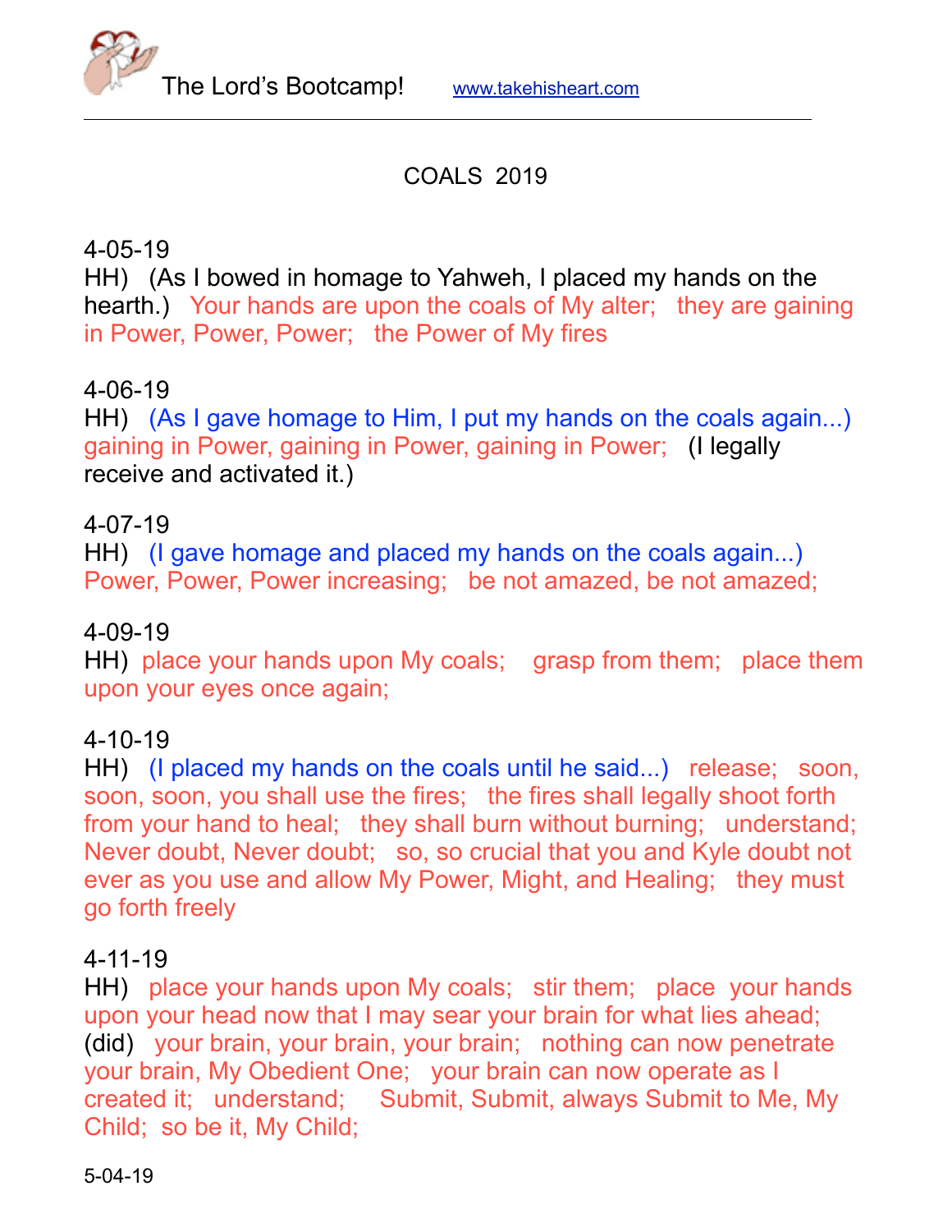The Lord's Bootcamp! www.takehisheart.com

COALS 2019

4-05-19
HH) (As I bowed in homage to Yahweh, I placed my hands on the hearth.) Your hands are upon the coals of My alter; they are gaining in Power, Power, Power; the Power of My fires

4-06-19
HH) (As I gave homage to Him, I put my hands on the coals again...) gaining in Power, gaining in Power, gaining in Power; (I legally receive and activated it.)

4-07-19
HH) (I gave homage and placed my hands on the coals again...) Power, Power, Power increasing; be not amazed, be not amazed;

4-09-19
HH) place your hands upon My coals; grasp from them; place them upon your eyes once again;

4-10-19
HH) (I placed my hands on the coals until he said...) release; soon, soon, soon, you shall use the fires; the fires shall legally shoot forth from your hand to heal; they shall burn without burning; understand; Never doubt, Never doubt; so, so crucial that you and Kyle doubt not ever as you use and allow My Power, Might, and Healing; they must go forth freely

4-11-19
HH) place your hands upon My coals; stir them; place your hands upon your head now that I may sear your brain for what lies ahead; (did) your brain, your brain, your brain; nothing can now penetrate your brain, My Obedient One; your brain can now operate as I created it; understand; Submit, Submit, always Submit to Me, My Child; so be it, My Child;

5-04-19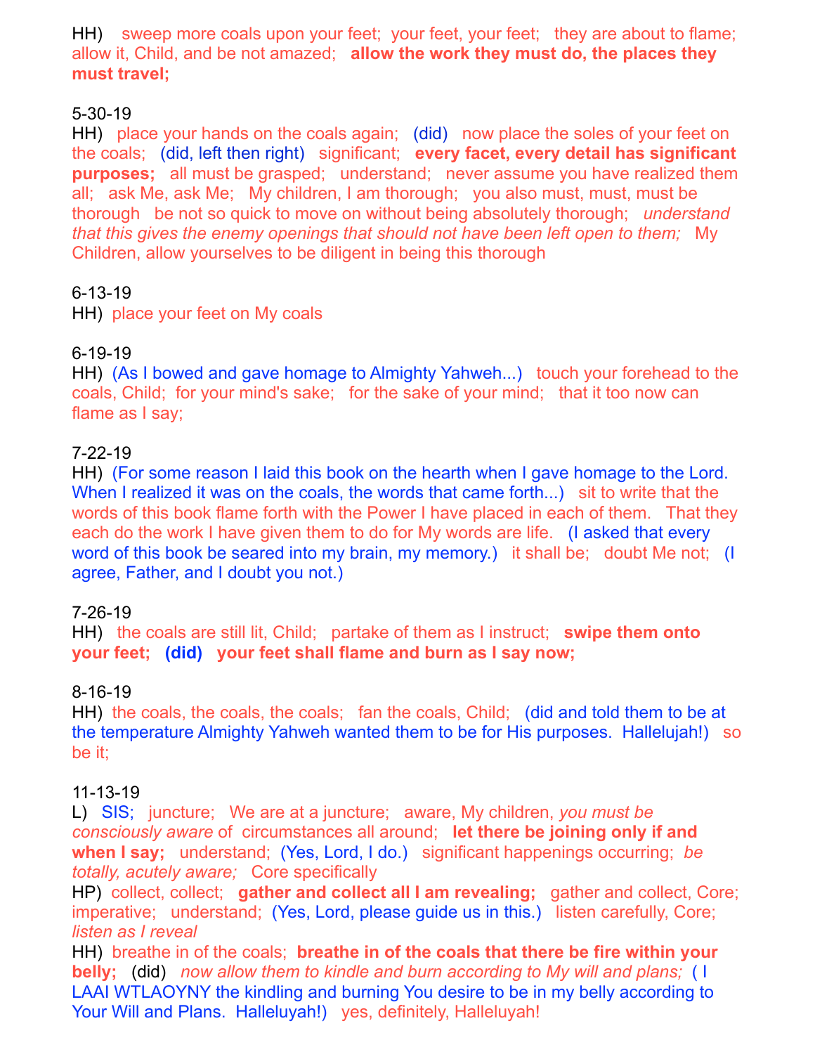HH) sweep more coals upon your feet; your feet, your feet; they are about to flame; allow it, Child, and be not amazed; **allow the work they must do, the places they must travel;**

5-30-19

HH) place your hands on the coals again; (did) now place the soles of your feet on the coals; (did, left then right) significant; **every facet, every detail has significant purposes;** all must be grasped; understand; never assume you have realized them all; ask Me, ask Me; My children, I am thorough; you also must, must, must be thorough be not so quick to move on without being absolutely thorough; *understand that this gives the enemy openings that should not have been left open to them;* My Children, allow yourselves to be diligent in being this thorough

6-13-19

HH) place your feet on My coals

6-19-19

HH) (As I bowed and gave homage to Almighty Yahweh...) touch your forehead to the coals, Child; for your mind's sake; for the sake of your mind; that it too now can flame as I say;

7-22-19

HH) (For some reason I laid this book on the hearth when I gave homage to the Lord. When I realized it was on the coals, the words that came forth...) sit to write that the words of this book flame forth with the Power I have placed in each of them. That they each do the work I have given them to do for My words are life. (I asked that every word of this book be seared into my brain, my memory.) it shall be; doubt Me not; (I agree, Father, and I doubt you not.)

7-26-19

HH) the coals are still lit, Child; partake of them as I instruct; **swipe them onto your feet; (did) your feet shall flame and burn as I say now;**

8-16-19

HH) the coals, the coals, the coals; fan the coals, Child; (did and told them to be at the temperature Almighty Yahweh wanted them to be for His purposes. Hallelujah!) so be it;

11-13-19

L) SIS; juncture; We are at a juncture; aware, My children, *you must be consciously aware* of circumstances all around; **let there be joining only if and when I say;** understand; (Yes, Lord, I do.) significant happenings occurring; *be totally, acutely aware;* Core specifically

HP) collect, collect; **gather and collect all I am revealing;** gather and collect, Core; imperative; understand; (Yes, Lord, please guide us in this.) listen carefully, Core; *listen as I reveal*

HH) breathe in of the coals; **breathe in of the coals that there be fire within your belly;** (did) *now allow them to kindle and burn according to My will and plans;* ( I LAAI WTLAOYNY the kindling and burning You desire to be in my belly according to Your Will and Plans. Halleluyah!) yes, definitely, Halleluyah!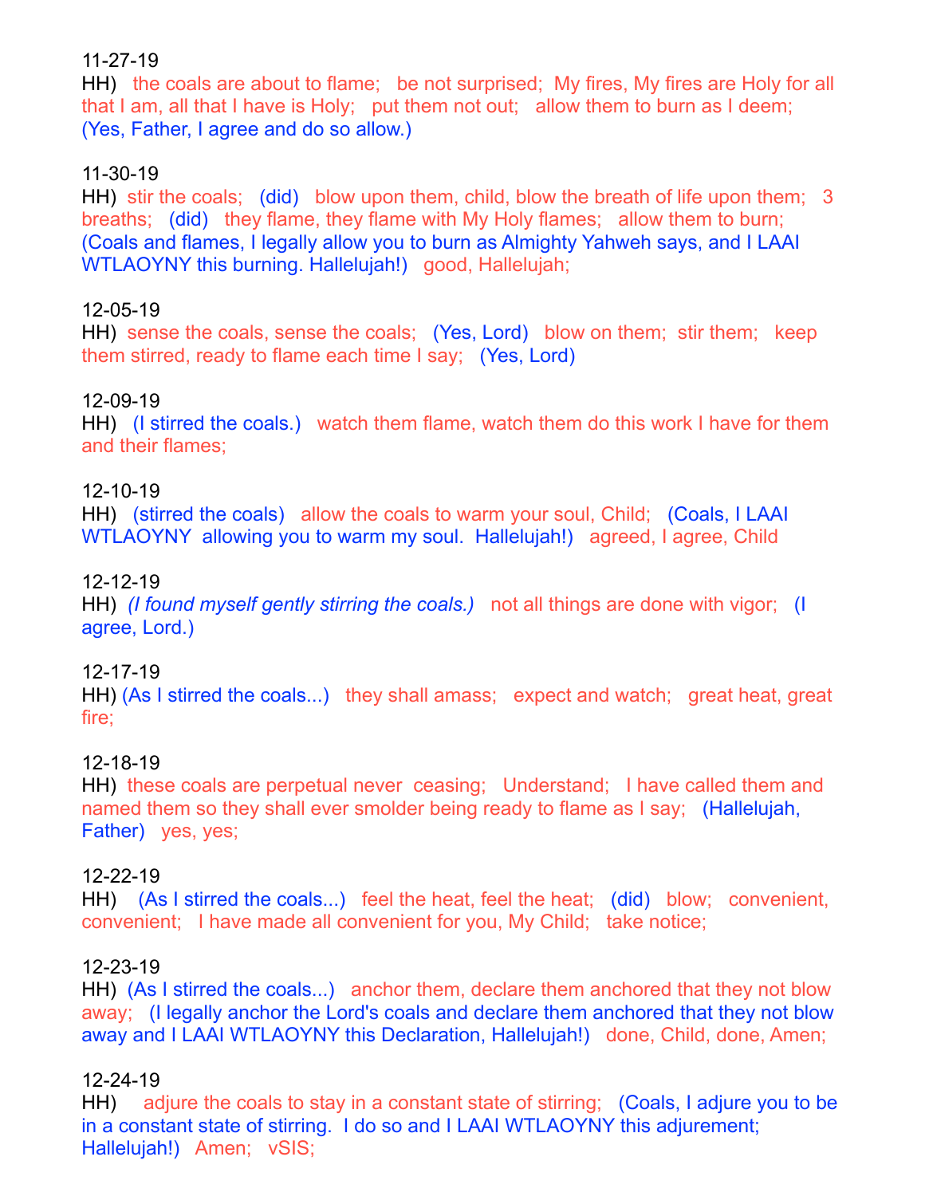11-27-19
HH) the coals are about to flame; be not surprised; My fires, My fires are Holy for all that I am, all that I have is Holy; put them not out; allow them to burn as I deem; (Yes, Father, I agree and do so allow.)

11-30-19
HH) stir the coals; (did) blow upon them, child, blow the breath of life upon them; 3 breaths; (did) they flame, they flame with My Holy flames; allow them to burn; (Coals and flames, I legally allow you to burn as Almighty Yahweh says, and I LAAI WTLAOYNY this burning. Hallelujah!) good, Hallelujah;

12-05-19
HH) sense the coals, sense the coals; (Yes, Lord) blow on them; stir them; keep them stirred, ready to flame each time I say; (Yes, Lord)

12-09-19
HH) (I stirred the coals.) watch them flame, watch them do this work I have for them and their flames;

12-10-19
HH) (stirred the coals) allow the coals to warm your soul, Child; (Coals, I LAAI WTLAOYNY allowing you to warm my soul. Hallelujah!) agreed, I agree, Child

12-12-19
HH) *(I found myself gently stirring the coals.)* not all things are done with vigor; (I agree, Lord.)

12-17-19
HH) (As I stirred the coals...) they shall amass; expect and watch; great heat, great fire;

12-18-19
HH) these coals are perpetual never ceasing; Understand; I have called them and named them so they shall ever smolder being ready to flame as I say; (Hallelujah, Father) yes, yes;

12-22-19
HH) (As I stirred the coals...) feel the heat, feel the heat; (did) blow; convenient, convenient; I have made all convenient for you, My Child; take notice;

12-23-19
HH) (As I stirred the coals...) anchor them, declare them anchored that they not blow away; (I legally anchor the Lord's coals and declare them anchored that they not blow away and I LAAI WTLAOYNY this Declaration, Hallelujah!) done, Child, done, Amen;

12-24-19
HH) adjure the coals to stay in a constant state of stirring; (Coals, I adjure you to be in a constant state of stirring. I do so and I LAAI WTLAOYNY this adjurement; Hallelujah!) Amen; vSIS;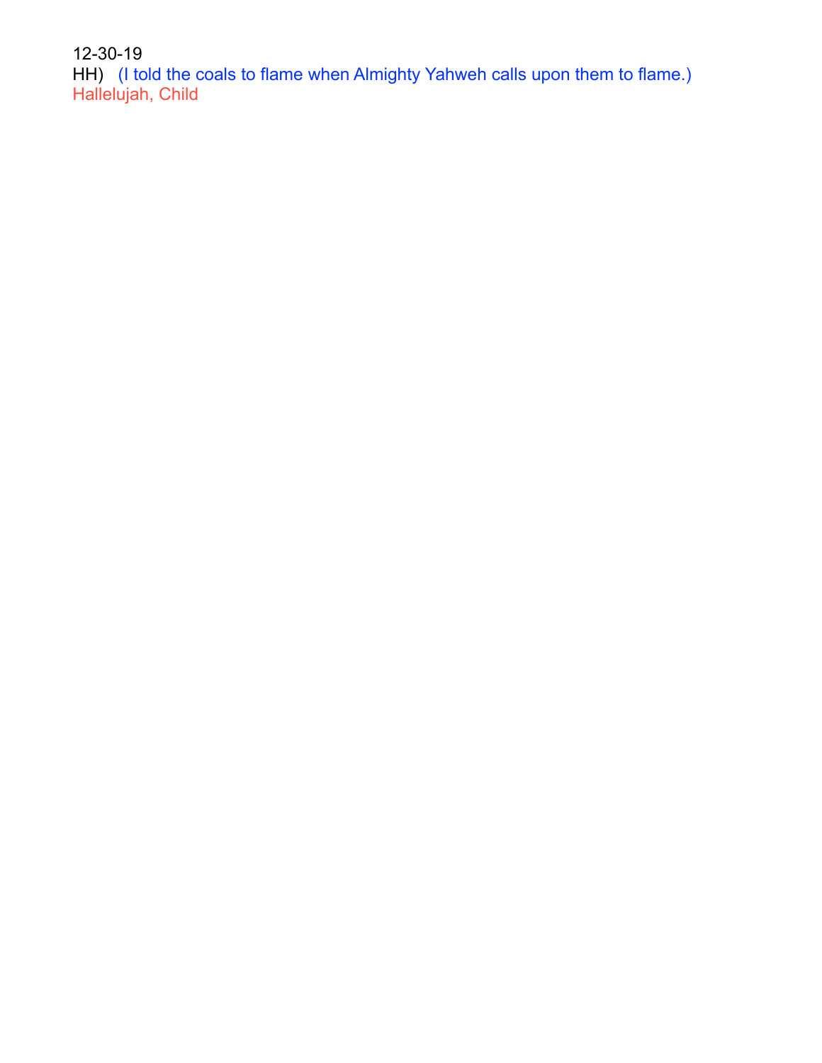12-30-19

HH) (I told the coals to flame when Almighty Yahweh calls upon them to flame.)

Hallelujah, Child